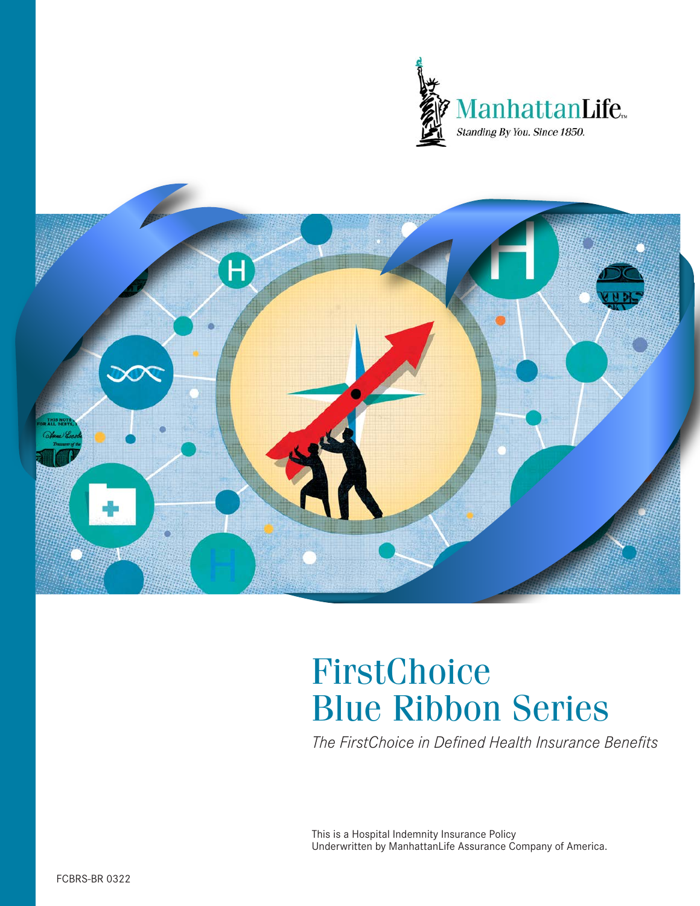ManhattanLife

Standing By You. Since 1850.

# FirstChoice Blue Ribbon Series

*The FirstChoice in Defined Health Insurance Benefits*

This is a Hospital Indemnity Insurance Policy
Underwritten by ManhattanLife Assurance Company of America.

FCBRS-BR 0322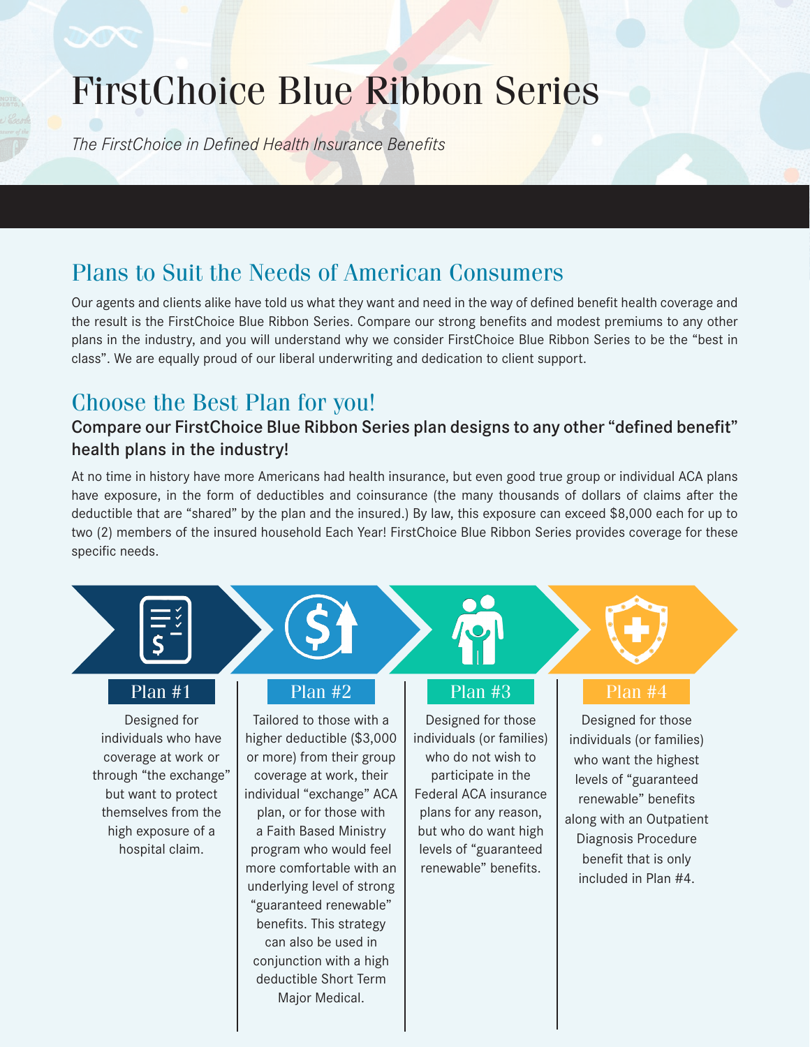# FirstChoice Blue Ribbon Series

*The FirstChoice in Defined Health Insurance Benefits*

## Plans to Suit the Needs of American Consumers

Our agents and clients alike have told us what they want and need in the way of defined benefit health coverage and the result is the FirstChoice Blue Ribbon Series. Compare our strong benefits and modest premiums to any other plans in the industry, and you will understand why we consider FirstChoice Blue Ribbon Series to be the "best in class". We are equally proud of our liberal underwriting and dedication to client support.

## Choose the Best Plan for you!

### Compare our FirstChoice Blue Ribbon Series plan designs to any other "defined benefit" health plans in the industry!

At no time in history have more Americans had health insurance, but even good true group or individual ACA plans have exposure, in the form of deductibles and coinsurance (the many thousands of dollars of claims after the deductible that are "shared" by the plan and the insured.) By law, this exposure can exceed $8,000 each for up to two (2) members of the insured household Each Year! FirstChoice Blue Ribbon Series provides coverage for these specific needs.

### Plan #1

Designed for individuals who have coverage at work or through "the exchange" but want to protect themselves from the high exposure of a hospital claim.

### Plan #2

Tailored to those with a higher deductible ($3,000 or more) from their group coverage at work, their individual "exchange" ACA plan, or for those with a Faith Based Ministry program who would feel more comfortable with an underlying level of strong "guaranteed renewable" benefits. This strategy can also be used in conjunction with a high deductible Short Term Major Medical.

### Plan #3

Designed for those individuals (or families) who do not wish to participate in the Federal ACA insurance plans for any reason, but who do want high levels of "guaranteed renewable" benefits.

### Plan #4

Designed for those individuals (or families) who want the highest levels of "guaranteed renewable" benefits along with an Outpatient Diagnosis Procedure benefit that is only included in Plan #4.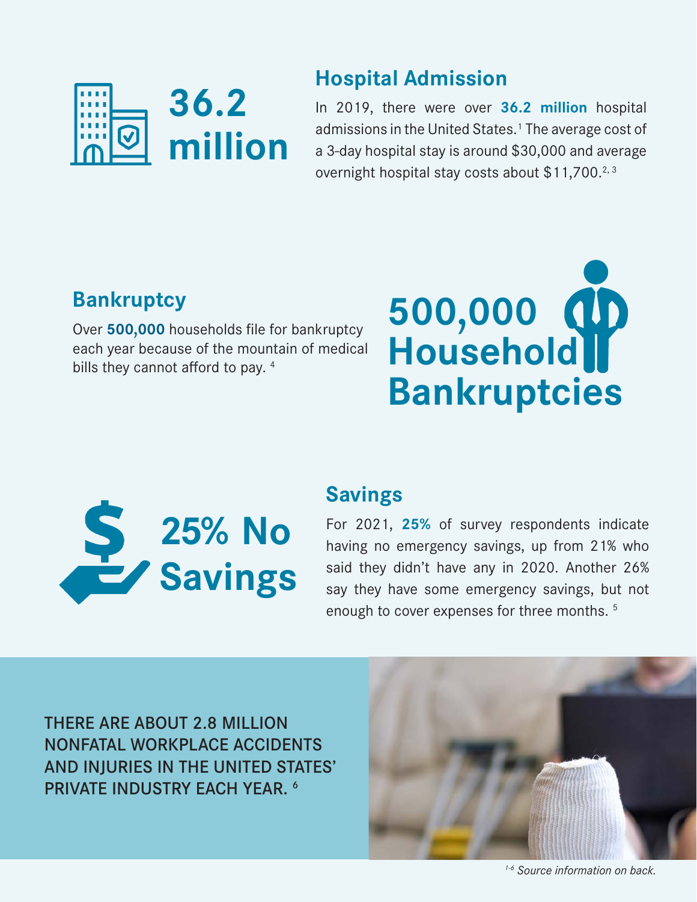**36.2 million**

## Hospital Admission

In 2019, there were over **36.2 million** hospital admissions in the United States.[1] The average cost of a 3-day hospital stay is around $30,000 and average overnight hospital stay costs about $11,700.[2, 3]

## Bankruptcy

Over **500,000** households file for bankruptcy each year because of the mountain of medical bills they cannot afford to pay. [4]

**500,000 Household Bankruptcies**

**25% No Savings**

## Savings

For 2021, **25%** of survey respondents indicate having no emergency savings, up from 21% who said they didn't have any in 2020. Another 26% say they have some emergency savings, but not enough to cover expenses for three months. [5]

THERE ARE ABOUT 2.8 MILLION NONFATAL WORKPLACE ACCIDENTS AND INJURIES IN THE UNITED STATES' PRIVATE INDUSTRY EACH YEAR. [6]

*[1-6] Source information on back.*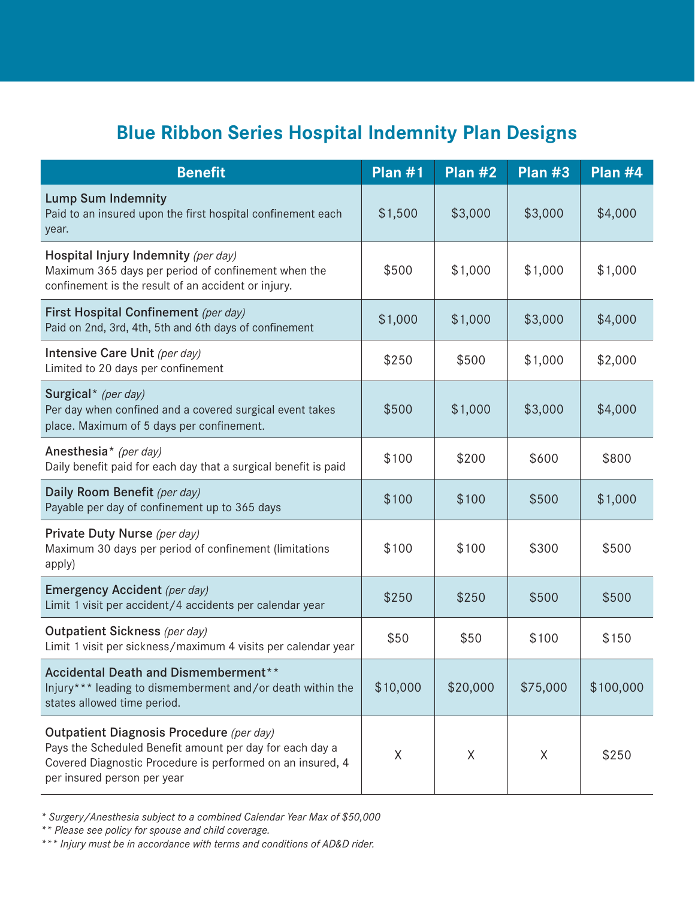## Blue Ribbon Series Hospital Indemnity Plan Designs

| Benefit | Plan #1 | Plan #2 | Plan #3 | Plan #4 |
|---|---|---|---|---|
| Lump Sum Indemnity<br>Paid to an insured upon the first hospital confinement each year. | $1,500 | $3,000 | $3,000 | $4,000 |
| Hospital Injury Indemnity *(per day)*<br>Maximum 365 days per period of confinement when the confinement is the result of an accident or injury. | $500 | $1,000 | $1,000 | $1,000 |
| First Hospital Confinement *(per day)*<br>Paid on 2nd, 3rd, 4th, 5th and 6th days of confinement | $1,000 | $1,000 | $3,000 | $4,000 |
| Intensive Care Unit *(per day)*<br>Limited to 20 days per confinement | $250 | $500 | $1,000 | $2,000 |
| Surgical* *(per day)*<br>Per day when confined and a covered surgical event takes place. Maximum of 5 days per confinement. | $500 | $1,000 | $3,000 | $4,000 |
| Anesthesia* *(per day)*<br>Daily benefit paid for each day that a surgical benefit is paid | $100 | $200 | $600 | $800 |
| Daily Room Benefit *(per day)*<br>Payable per day of confinement up to 365 days | $100 | $100 | $500 | $1,000 |
| Private Duty Nurse *(per day)*<br>Maximum 30 days per period of confinement (limitations apply) | $100 | $100 | $300 | $500 |
| Emergency Accident *(per day)*<br>Limit 1 visit per accident/4 accidents per calendar year | $250 | $250 | $500 | $500 |
| Outpatient Sickness *(per day)*<br>Limit 1 visit per sickness/maximum 4 visits per calendar year | $50 | $50 | $100 | $150 |
| Accidental Death and Dismemberment**<br>Injury*** leading to dismemberment and/or death within the states allowed time period. | $10,000 | $20,000 | $75,000 | $100,000 |
| Outpatient Diagnosis Procedure *(per day)*<br>Pays the Scheduled Benefit amount per day for each day a Covered Diagnostic Procedure is performed on an insured, 4 per insured person per year | X | X | X | $250 |

*\* Surgery/Anesthesia subject to a combined Calendar Year Max of $50,000*

*\*\* Please see policy for spouse and child coverage.*

*\*\*\* Injury must be in accordance with terms and conditions of AD&D rider.*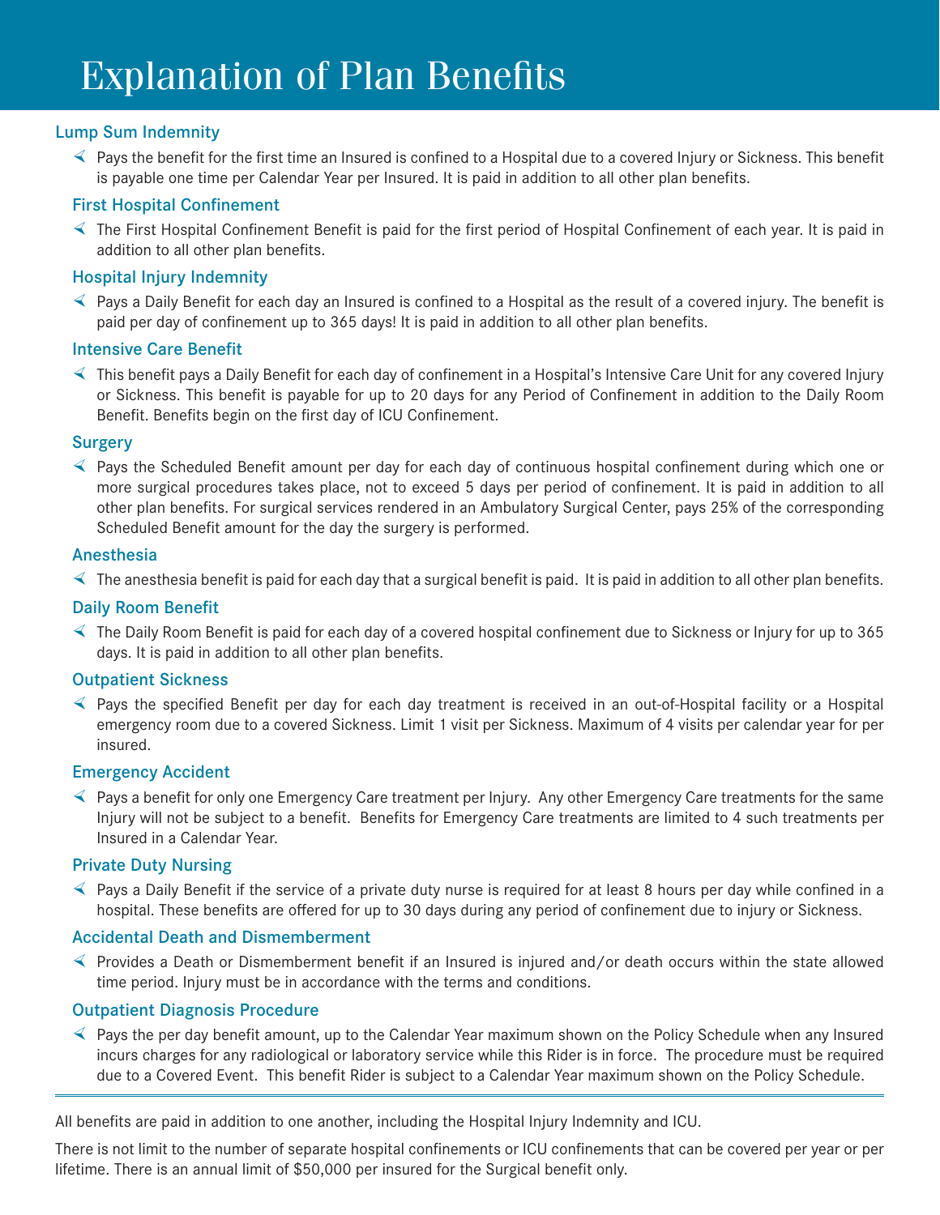# Explanation of Plan Benefits

## Lump Sum Indemnity

- Pays the benefit for the first time an Insured is confined to a Hospital due to a covered Injury or Sickness. This benefit is payable one time per Calendar Year per Insured. It is paid in addition to all other plan benefits.

### First Hospital Confinement

- The First Hospital Confinement Benefit is paid for the first period of Hospital Confinement of each year. It is paid in addition to all other plan benefits.

### Hospital Injury Indemnity

- Pays a Daily Benefit for each day an Insured is confined to a Hospital as the result of a covered injury. The benefit is paid per day of confinement up to 365 days! It is paid in addition to all other plan benefits.

### Intensive Care Benefit

- This benefit pays a Daily Benefit for each day of confinement in a Hospital's Intensive Care Unit for any covered Injury or Sickness. This benefit is payable for up to 20 days for any Period of Confinement in addition to the Daily Room Benefit. Benefits begin on the first day of ICU Confinement.

### Surgery

- Pays the Scheduled Benefit amount per day for each day of continuous hospital confinement during which one or more surgical procedures takes place, not to exceed 5 days per period of confinement. It is paid in addition to all other plan benefits. For surgical services rendered in an Ambulatory Surgical Center, pays 25% of the corresponding Scheduled Benefit amount for the day the surgery is performed.

### Anesthesia

- The anesthesia benefit is paid for each day that a surgical benefit is paid. It is paid in addition to all other plan benefits.

### Daily Room Benefit

- The Daily Room Benefit is paid for each day of a covered hospital confinement due to Sickness or Injury for up to 365 days. It is paid in addition to all other plan benefits.

### Outpatient Sickness

- Pays the specified Benefit per day for each day treatment is received in an out-of-Hospital facility or a Hospital emergency room due to a covered Sickness. Limit 1 visit per Sickness. Maximum of 4 visits per calendar year for per insured.

### Emergency Accident

- Pays a benefit for only one Emergency Care treatment per Injury. Any other Emergency Care treatments for the same Injury will not be subject to a benefit. Benefits for Emergency Care treatments are limited to 4 such treatments per Insured in a Calendar Year.

### Private Duty Nursing

- Pays a Daily Benefit if the service of a private duty nurse is required for at least 8 hours per day while confined in a hospital. These benefits are offered for up to 30 days during any period of confinement due to injury or Sickness.

### Accidental Death and Dismemberment

- Provides a Death or Dismemberment benefit if an Insured is injured and/or death occurs within the state allowed time period. Injury must be in accordance with the terms and conditions.

### Outpatient Diagnosis Procedure

- Pays the per day benefit amount, up to the Calendar Year maximum shown on the Policy Schedule when any Insured incurs charges for any radiological or laboratory service while this Rider is in force. The procedure must be required due to a Covered Event. This benefit Rider is subject to a Calendar Year maximum shown on the Policy Schedule.

---

All benefits are paid in addition to one another, including the Hospital Injury Indemnity and ICU.

There is not limit to the number of separate hospital confinements or ICU confinements that can be covered per year or per lifetime. There is an annual limit of $50,000 per insured for the Surgical benefit only.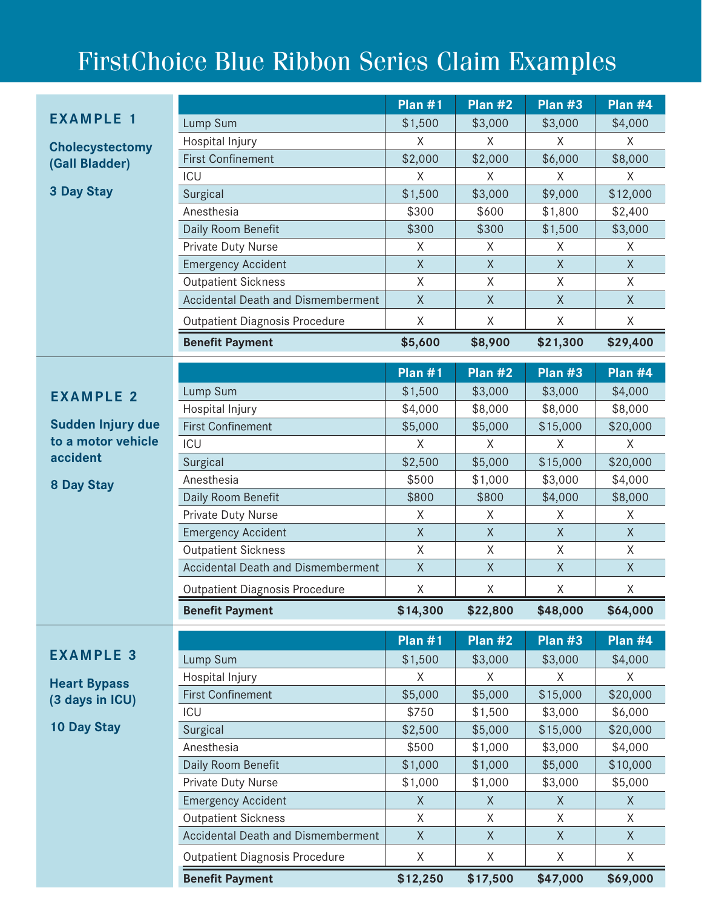# FirstChoice Blue Ribbon Series Claim Examples

## EXAMPLE 1

**Cholecystectomy (Gall Bladder)**

**3 Day Stay**

| | Plan #1 | Plan #2 | Plan #3 | Plan #4 |
|---|---|---|---|---|
| Lump Sum | $1,500 | $3,000 | $3,000 | $4,000 |
| Hospital Injury | X | X | X | X |
| First Confinement | $2,000 | $2,000 | $6,000 | $8,000 |
| ICU | X | X | X | X |
| Surgical | $1,500 | $3,000 | $9,000 | $12,000 |
| Anesthesia | $300 | $600 | $1,800 | $2,400 |
| Daily Room Benefit | $300 | $300 | $1,500 | $3,000 |
| Private Duty Nurse | X | X | X | X |
| Emergency Accident | X | X | X | X |
| Outpatient Sickness | X | X | X | X |
| Accidental Death and Dismemberment | X | X | X | X |
| Outpatient Diagnosis Procedure | X | X | X | X |
| **Benefit Payment** | **$5,600** | **$8,900** | **$21,300** | **$29,400** |

## EXAMPLE 2

**Sudden Injury due to a motor vehicle accident**

**8 Day Stay**

| | Plan #1 | Plan #2 | Plan #3 | Plan #4 |
|---|---|---|---|---|
| Lump Sum | $1,500 | $3,000 | $3,000 | $4,000 |
| Hospital Injury | $4,000 | $8,000 | $8,000 | $8,000 |
| First Confinement | $5,000 | $5,000 | $15,000 | $20,000 |
| ICU | X | X | X | X |
| Surgical | $2,500 | $5,000 | $15,000 | $20,000 |
| Anesthesia | $500 | $1,000 | $3,000 | $4,000 |
| Daily Room Benefit | $800 | $800 | $4,000 | $8,000 |
| Private Duty Nurse | X | X | X | X |
| Emergency Accident | X | X | X | X |
| Outpatient Sickness | X | X | X | X |
| Accidental Death and Dismemberment | X | X | X | X |
| Outpatient Diagnosis Procedure | X | X | X | X |
| **Benefit Payment** | **$14,300** | **$22,800** | **$48,000** | **$64,000** |

## EXAMPLE 3

**Heart Bypass (3 days in ICU)**

**10 Day Stay**

| | Plan #1 | Plan #2 | Plan #3 | Plan #4 |
|---|---|---|---|---|
| Lump Sum | $1,500 | $3,000 | $3,000 | $4,000 |
| Hospital Injury | X | X | X | X |
| First Confinement | $5,000 | $5,000 | $15,000 | $20,000 |
| ICU | $750 | $1,500 | $3,000 | $6,000 |
| Surgical | $2,500 | $5,000 | $15,000 | $20,000 |
| Anesthesia | $500 | $1,000 | $3,000 | $4,000 |
| Daily Room Benefit | $1,000 | $1,000 | $5,000 | $10,000 |
| Private Duty Nurse | $1,000 | $1,000 | $3,000 | $5,000 |
| Emergency Accident | X | X | X | X |
| Outpatient Sickness | X | X | X | X |
| Accidental Death and Dismemberment | X | X | X | X |
| Outpatient Diagnosis Procedure | X | X | X | X |
| **Benefit Payment** | **$12,250** | **$17,500** | **$47,000** | **$69,000** |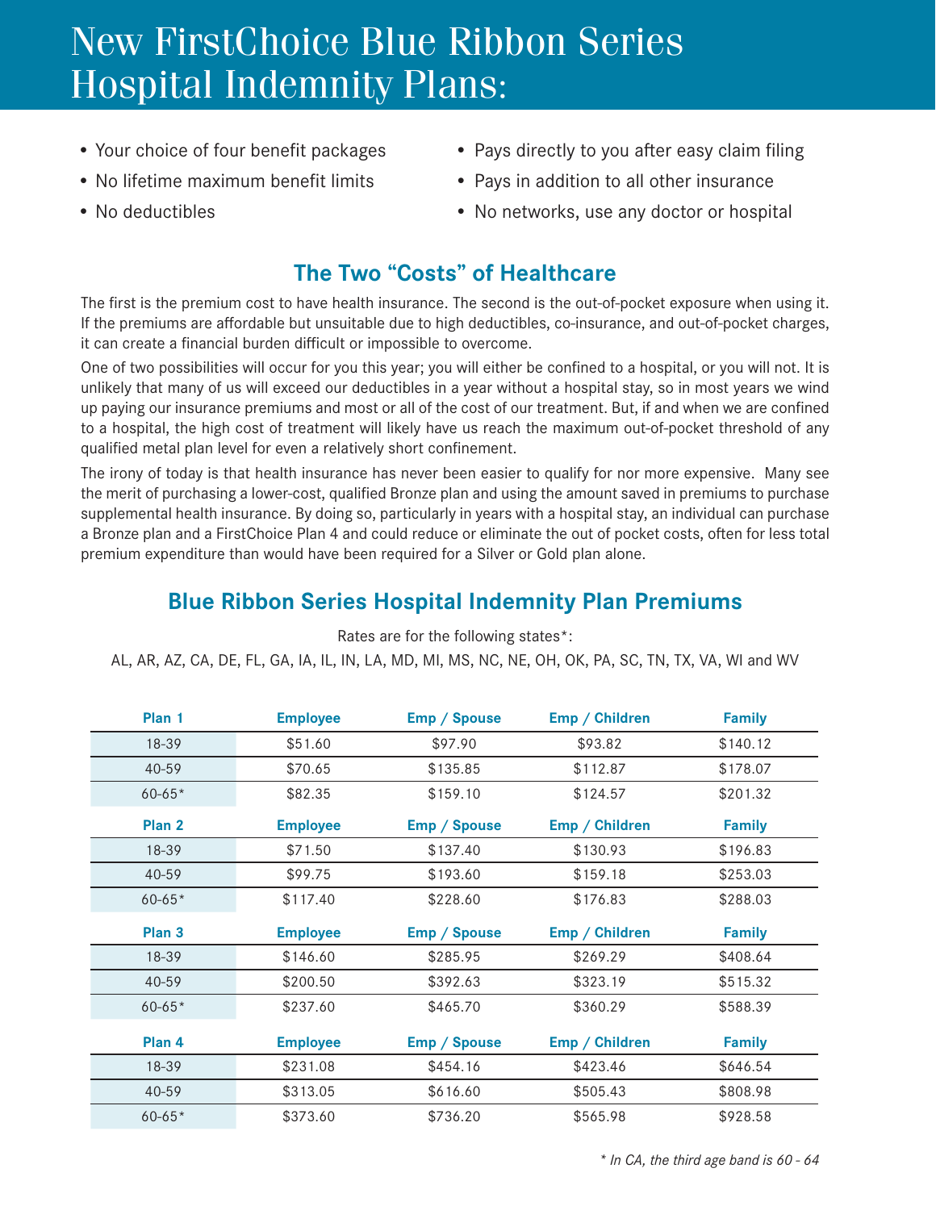# New FirstChoice Blue Ribbon Series Hospital Indemnity Plans:

- Your choice of four benefit packages
- No lifetime maximum benefit limits
- No deductibles
- Pays directly to you after easy claim filing
- Pays in addition to all other insurance
- No networks, use any doctor or hospital

## The Two "Costs" of Healthcare

The first is the premium cost to have health insurance. The second is the out-of-pocket exposure when using it. If the premiums are affordable but unsuitable due to high deductibles, co-insurance, and out-of-pocket charges, it can create a financial burden difficult or impossible to overcome.

One of two possibilities will occur for you this year; you will either be confined to a hospital, or you will not. It is unlikely that many of us will exceed our deductibles in a year without a hospital stay, so in most years we wind up paying our insurance premiums and most or all of the cost of our treatment. But, if and when we are confined to a hospital, the high cost of treatment will likely have us reach the maximum out-of-pocket threshold of any qualified metal plan level for even a relatively short confinement.

The irony of today is that health insurance has never been easier to qualify for nor more expensive. Many see the merit of purchasing a lower-cost, qualified Bronze plan and using the amount saved in premiums to purchase supplemental health insurance. By doing so, particularly in years with a hospital stay, an individual can purchase a Bronze plan and a FirstChoice Plan 4 and could reduce or eliminate the out of pocket costs, often for less total premium expenditure than would have been required for a Silver or Gold plan alone.

## Blue Ribbon Series Hospital Indemnity Plan Premiums

Rates are for the following states*:
AL, AR, AZ, CA, DE, FL, GA, IA, IL, IN, LA, MD, MI, MS, NC, NE, OH, OK, PA, SC, TN, TX, VA, WI and WV

| Plan 1 | Employee | Emp / Spouse | Emp / Children | Family |
|---|---|---|---|---|
| 18-39 | $51.60 | $97.90 | $93.82 | $140.12 |
| 40-59 | $70.65 | $135.85 | $112.87 | $178.07 |
| 60-65* | $82.35 | $159.10 | $124.57 | $201.32 |
| **Plan 2** | **Employee** | **Emp / Spouse** | **Emp / Children** | **Family** |
| 18-39 | $71.50 | $137.40 | $130.93 | $196.83 |
| 40-59 | $99.75 | $193.60 | $159.18 | $253.03 |
| 60-65* | $117.40 | $228.60 | $176.83 | $288.03 |
| **Plan 3** | **Employee** | **Emp / Spouse** | **Emp / Children** | **Family** |
| 18-39 | $146.60 | $285.95 | $269.29 | $408.64 |
| 40-59 | $200.50 | $392.63 | $323.19 | $515.32 |
| 60-65* | $237.60 | $465.70 | $360.29 | $588.39 |
| **Plan 4** | **Employee** | **Emp / Spouse** | **Emp / Children** | **Family** |
| 18-39 | $231.08 | $454.16 | $423.46 | $646.54 |
| 40-59 | $313.05 | $616.60 | $505.43 | $808.98 |
| 60-65* | $373.60 | $736.20 | $565.98 | $928.58 |

*\* In CA, the third age band is 60 - 64*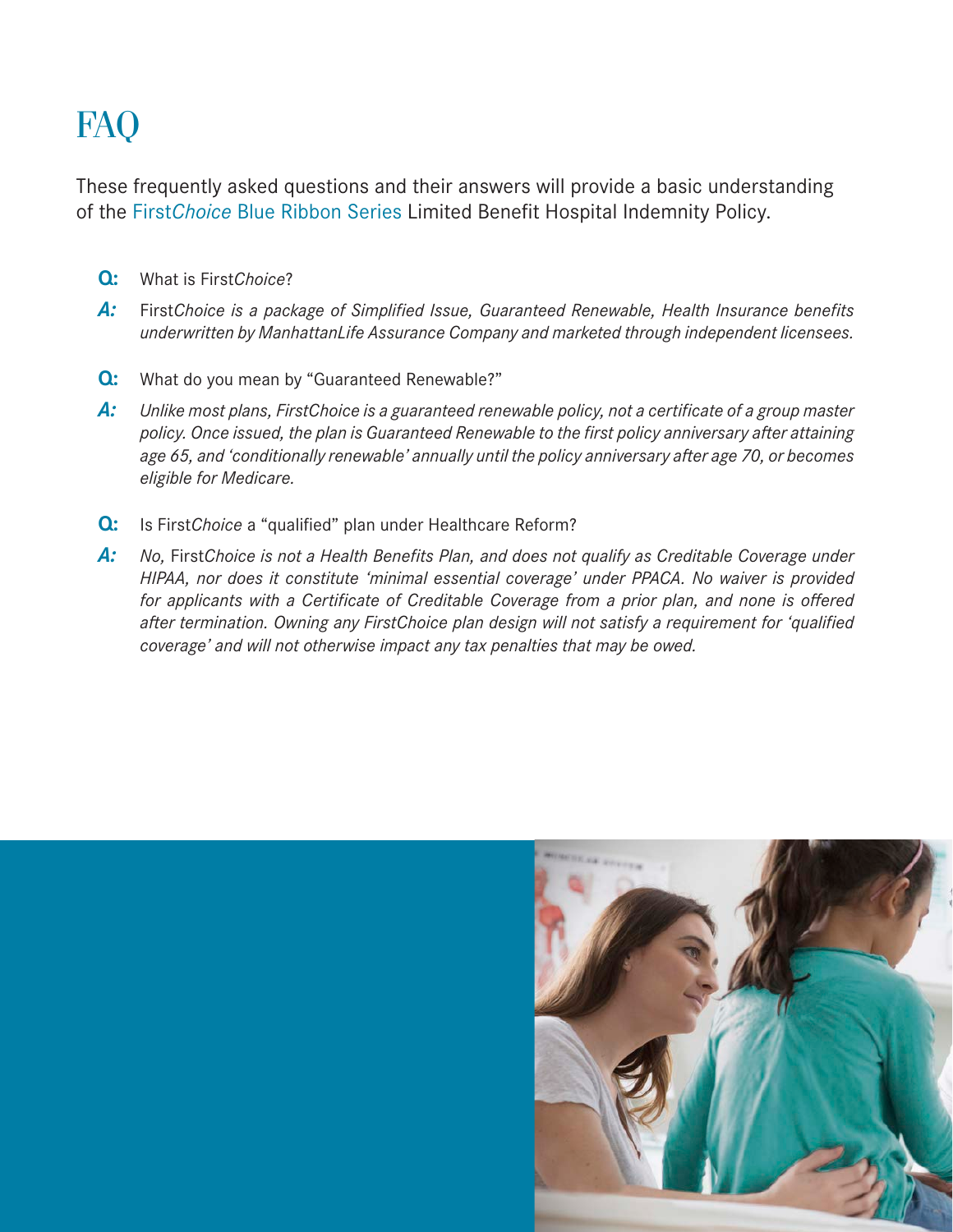# FAQ

These frequently asked questions and their answers will provide a basic understanding of the First*Choice* Blue Ribbon Series Limited Benefit Hospital Indemnity Policy.

**Q:** What is First*Choice*?

**A:** First*Choice is a package of Simplified Issue, Guaranteed Renewable, Health Insurance benefits underwritten by ManhattanLife Assurance Company and marketed through independent licensees.*

**Q:** What do you mean by "Guaranteed Renewable?"

**A:** *Unlike most plans, FirstChoice is a guaranteed renewable policy, not a certificate of a group master policy. Once issued, the plan is Guaranteed Renewable to the first policy anniversary after attaining age 65, and 'conditionally renewable' annually until the policy anniversary after age 70, or becomes eligible for Medicare.*

**Q:** Is First*Choice* a "qualified" plan under Healthcare Reform?

**A:** *No,* First*Choice is not a Health Benefits Plan, and does not qualify as Creditable Coverage under HIPAA, nor does it constitute 'minimal essential coverage' under PPACA. No waiver is provided for applicants with a Certificate of Creditable Coverage from a prior plan, and none is offered after termination. Owning any FirstChoice plan design will not satisfy a requirement for 'qualified coverage' and will not otherwise impact any tax penalties that may be owed.*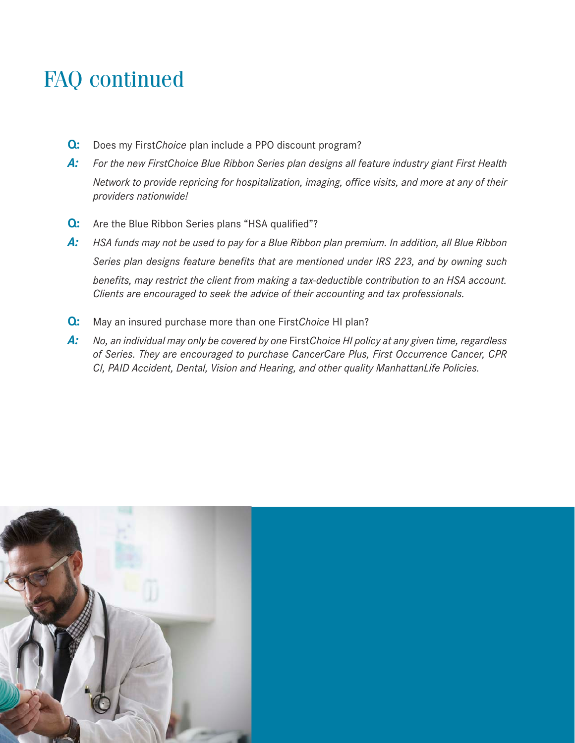# FAQ continued

**Q:** Does my First*Choice* plan include a PPO discount program?

**A:** *For the new FirstChoice Blue Ribbon Series plan designs all feature industry giant First Health Network to provide repricing for hospitalization, imaging, office visits, and more at any of their providers nationwide!*

**Q:** Are the Blue Ribbon Series plans "HSA qualified"?

**A:** *HSA funds may not be used to pay for a Blue Ribbon plan premium. In addition, all Blue Ribbon Series plan designs feature benefits that are mentioned under IRS 223, and by owning such benefits, may restrict the client from making a tax-deductible contribution to an HSA account. Clients are encouraged to seek the advice of their accounting and tax professionals.*

**Q:** May an insured purchase more than one First*Choice* HI plan?

**A:** *No, an individual may only be covered by one* First*Choice HI policy at any given time, regardless of Series. They are encouraged to purchase CancerCare Plus, First Occurrence Cancer, CPR CI, PAID Accident, Dental, Vision and Hearing, and other quality ManhattanLife Policies.*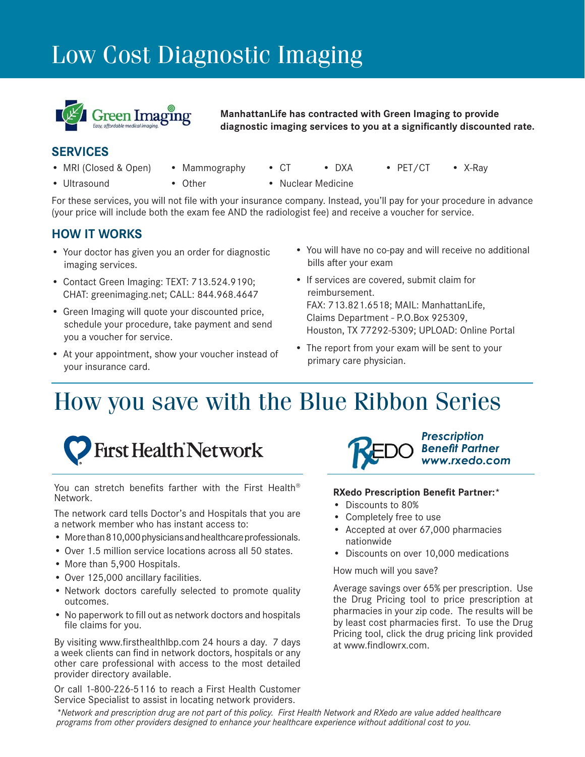# Low Cost Diagnostic Imaging

**ManhattanLife has contracted with Green Imaging to provide diagnostic imaging services to you at a significantly discounted rate.**

## SERVICES

- MRI (Closed & Open)
- Mammography
- CT
- DXA
- PET/CT
- X-Ray
- Ultrasound
- Other
- Nuclear Medicine

For these services, you will not file with your insurance company. Instead, you'll pay for your procedure in advance (your price will include both the exam fee AND the radiologist fee) and receive a voucher for service.

## HOW IT WORKS

- Your doctor has given you an order for diagnostic imaging services.
- Contact Green Imaging: TEXT: 713.524.9190; CHAT: greenimaging.net; CALL: 844.968.4647
- Green Imaging will quote your discounted price, schedule your procedure, take payment and send you a voucher for service.
- At your appointment, show your voucher instead of your insurance card.
- You will have no co-pay and will receive no additional bills after your exam
- If services are covered, submit claim for reimbursement.
  FAX: 713.821.6518; MAIL: ManhattanLife, Claims Department - P.O.Box 925309, Houston, TX 77292-5309; UPLOAD: Online Portal
- The report from your exam will be sent to your primary care physician.

# How you save with the Blue Ribbon Series

## First Health Network

You can stretch benefits farther with the First Health® Network.

The network card tells Doctor's and Hospitals that you are a network member who has instant access to:

- More than 810,000 physicians and healthcare professionals.
- Over 1.5 million service locations across all 50 states.
- More than 5,900 Hospitals.
- Over 125,000 ancillary facilities.
- Network doctors carefully selected to promote quality outcomes.
- No paperwork to fill out as network doctors and hospitals file claims for you.

By visiting www.firsthealthlbp.com 24 hours a day. 7 days a week clients can find in network doctors, hospitals or any other care professional with access to the most detailed provider directory available.

Or call 1-800-226-5116 to reach a First Health Customer Service Specialist to assist in locating network providers.

## RXEDO *Prescription Benefit Partner www.rxedo.com*

**RXedo Prescription Benefit Partner:***

- Discounts to 80%
- Completely free to use
- Accepted at over 67,000 pharmacies nationwide
- Discounts on over 10,000 medications

How much will you save?

Average savings over 65% per prescription. Use the Drug Pricing tool to price prescription at pharmacies in your zip code. The results will be by least cost pharmacies first. To use the Drug Pricing tool, click the drug pricing link provided at www.findlowrx.com.

*\*Network and prescription drug are not part of this policy. First Health Network and RXedo are value added healthcare programs from other providers designed to enhance your healthcare experience without additional cost to you.*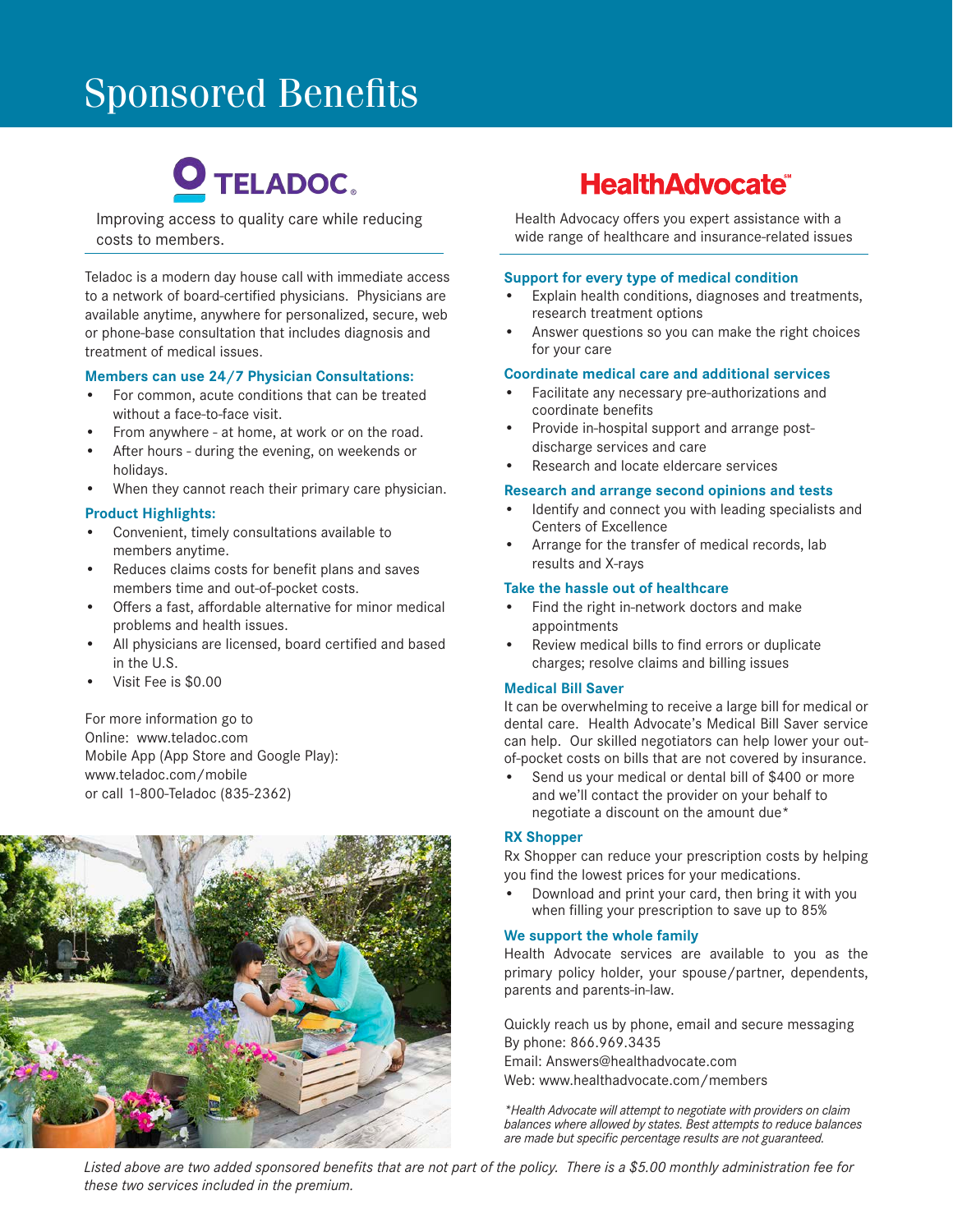# Sponsored Benefits

## TELADOC

Improving access to quality care while reducing costs to members.

Teladoc is a modern day house call with immediate access to a network of board-certified physicians. Physicians are available anytime, anywhere for personalized, secure, web or phone-base consultation that includes diagnosis and treatment of medical issues.

### Members can use 24/7 Physician Consultations:

- For common, acute conditions that can be treated without a face-to-face visit.
- From anywhere - at home, at work or on the road.
- After hours - during the evening, on weekends or holidays.
- When they cannot reach their primary care physician.

### Product Highlights:

- Convenient, timely consultations available to members anytime.
- Reduces claims costs for benefit plans and saves members time and out-of-pocket costs.
- Offers a fast, affordable alternative for minor medical problems and health issues.
- All physicians are licensed, board certified and based in the U.S.
- Visit Fee is $0.00

For more information go to
Online: www.teladoc.com
Mobile App (App Store and Google Play): www.teladoc.com/mobile
or call 1-800-Teladoc (835-2362)

## HealthAdvocate℠

Health Advocacy offers you expert assistance with a wide range of healthcare and insurance-related issues

### Support for every type of medical condition

- Explain health conditions, diagnoses and treatments, research treatment options
- Answer questions so you can make the right choices for your care

### Coordinate medical care and additional services

- Facilitate any necessary pre-authorizations and coordinate benefits
- Provide in-hospital support and arrange post-discharge services and care
- Research and locate eldercare services

### Research and arrange second opinions and tests

- Identify and connect you with leading specialists and Centers of Excellence
- Arrange for the transfer of medical records, lab results and X-rays

### Take the hassle out of healthcare

- Find the right in-network doctors and make appointments
- Review medical bills to find errors or duplicate charges; resolve claims and billing issues

### Medical Bill Saver

It can be overwhelming to receive a large bill for medical or dental care. Health Advocate's Medical Bill Saver service can help. Our skilled negotiators can help lower your out-of-pocket costs on bills that are not covered by insurance.

- Send us your medical or dental bill of $400 or more and we'll contact the provider on your behalf to negotiate a discount on the amount due*

### RX Shopper

Rx Shopper can reduce your prescription costs by helping you find the lowest prices for your medications.

- Download and print your card, then bring it with you when filling your prescription to save up to 85%

### We support the whole family

Health Advocate services are available to you as the primary policy holder, your spouse/partner, dependents, parents and parents-in-law.

Quickly reach us by phone, email and secure messaging
By phone: 866.969.3435
Email: Answers@healthadvocate.com
Web: www.healthadvocate.com/members

*\*Health Advocate will attempt to negotiate with providers on claim balances where allowed by states. Best attempts to reduce balances are made but specific percentage results are not guaranteed.*

*Listed above are two added sponsored benefits that are not part of the policy. There is a $5.00 monthly administration fee for these two services included in the premium.*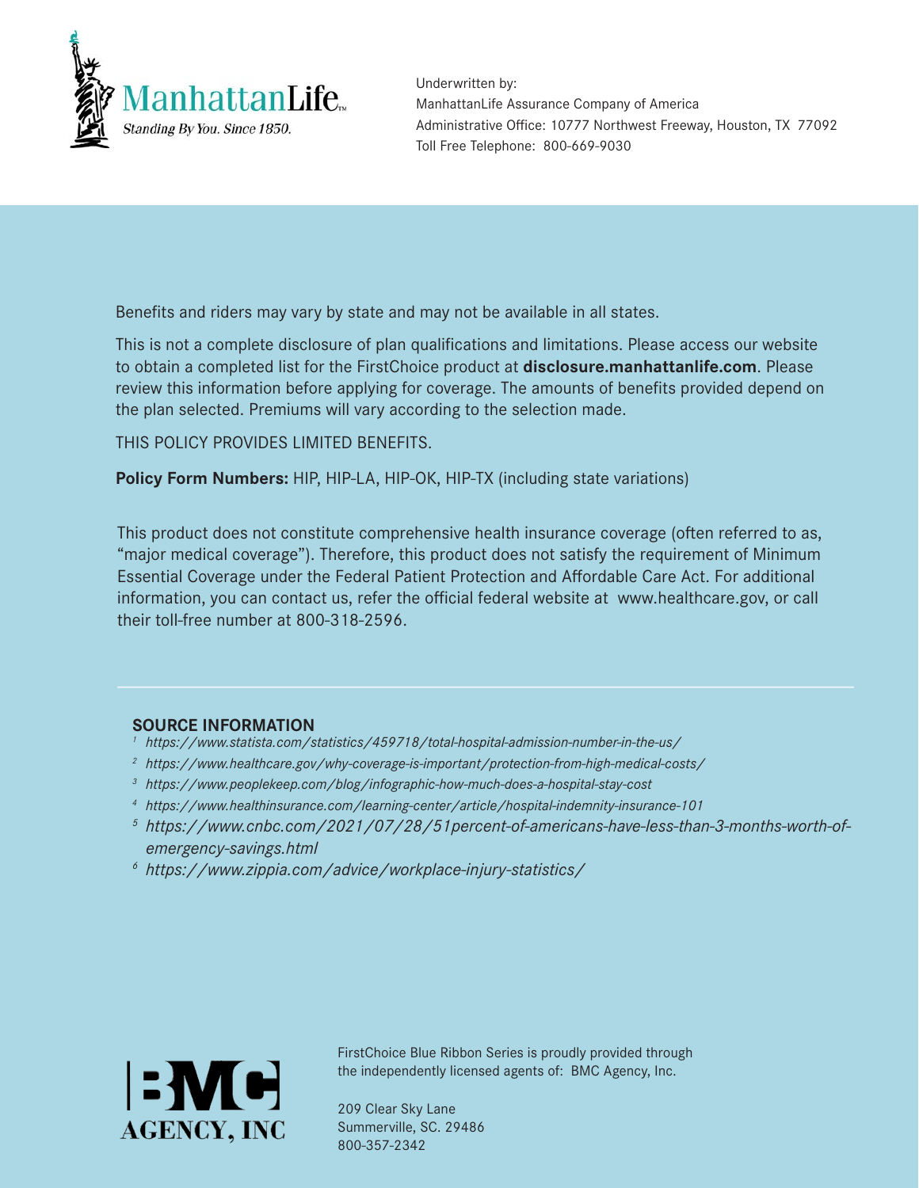ManhattanLife

*Standing By You. Since 1850.*

Underwritten by:
ManhattanLife Assurance Company of America
Administrative Office: 10777 Northwest Freeway, Houston, TX 77092
Toll Free Telephone: 800-669-9030

Benefits and riders may vary by state and may not be available in all states.

This is not a complete disclosure of plan qualifications and limitations. Please access our website to obtain a completed list for the FirstChoice product at **disclosure.manhattanlife.com**. Please review this information before applying for coverage. The amounts of benefits provided depend on the plan selected. Premiums will vary according to the selection made.

THIS POLICY PROVIDES LIMITED BENEFITS.

**Policy Form Numbers:** HIP, HIP-LA, HIP-OK, HIP-TX (including state variations)

This product does not constitute comprehensive health insurance coverage (often referred to as, "major medical coverage"). Therefore, this product does not satisfy the requirement of Minimum Essential Coverage under the Federal Patient Protection and Affordable Care Act. For additional information, you can contact us, refer the official federal website at www.healthcare.gov, or call their toll-free number at 800-318-2596.

---

## SOURCE INFORMATION

[1] *https://www.statista.com/statistics/459718/total-hospital-admission-number-in-the-us/*
[2] *https://www.healthcare.gov/why-coverage-is-important/protection-from-high-medical-costs/*
[3] *https://www.peoplekeep.com/blog/infographic-how-much-does-a-hospital-stay-cost*
[4] *https://www.healthinsurance.com/learning-center/article/hospital-indemnity-insurance-101*
[5] *https://www.cnbc.com/2021/07/28/51percent-of-americans-have-less-than-3-months-worth-of-emergency-savings.html*
[6] *https://www.zippia.com/advice/workplace-injury-statistics/*

BMC AGENCY, INC

FirstChoice Blue Ribbon Series is proudly provided through the independently licensed agents of: BMC Agency, Inc.

209 Clear Sky Lane
Summerville, SC. 29486
800-357-2342